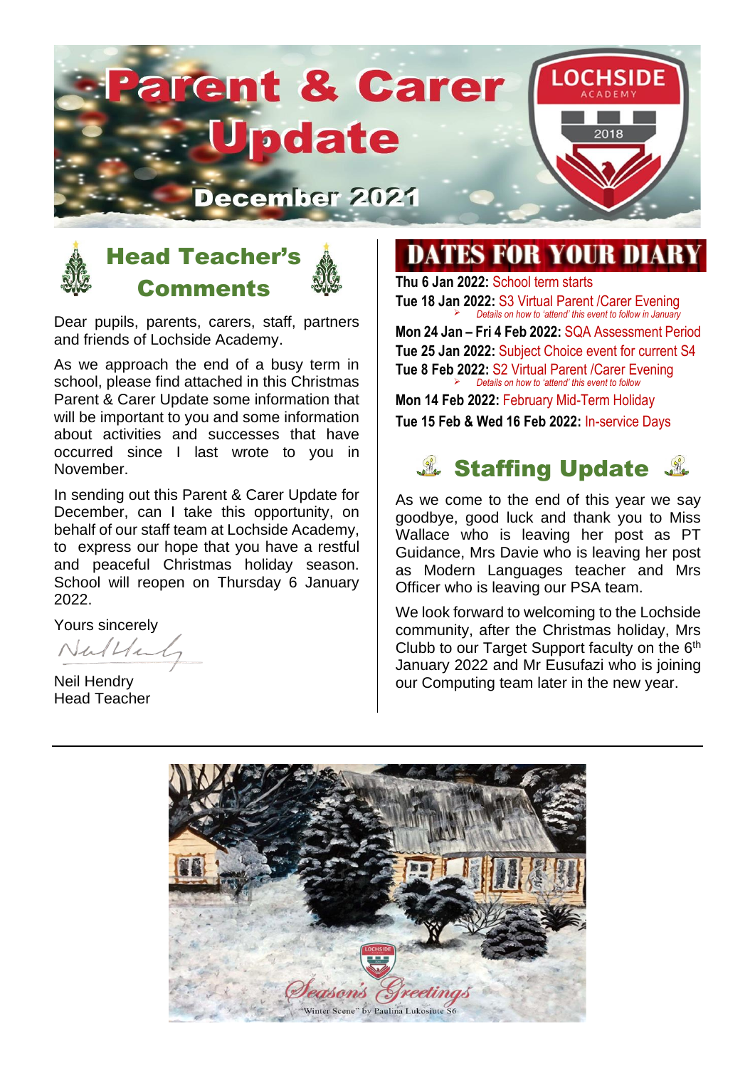# Parent & Carer Update

LOCHSIDE ACADEMY 2018

December 2021

## Head Teacher's Comments

Dear pupils, parents, carers, staff, partners and friends of Lochside Academy.

As we approach the end of a busy term in school, please find attached in this Christmas Parent & Carer Update some information that will be important to you and some information about activities and successes that have occurred since I last wrote to you in November.

In sending out this Parent & Carer Update for December, can I take this opportunity, on behalf of our staff team at Lochside Academy, to express our hope that you have a restful and peaceful Christmas holiday season. School will reopen on Thursday 6 January 2022.

Yours sincerely

Neil Hendry
Head Teacher

## DATES FOR YOUR DIARY

**Thu 6 Jan 2022:** School term starts

**Tue 18 Jan 2022:** S3 Virtual Parent /Carer Evening
- *Details on how to 'attend' this event to follow in January*

**Mon 24 Jan – Fri 4 Feb 2022:** SQA Assessment Period

**Tue 25 Jan 2022:** Subject Choice event for current S4

**Tue 8 Feb 2022:** S2 Virtual Parent /Carer Evening
- *Details on how to 'attend' this event to follow*

**Mon 14 Feb 2022:** February Mid-Term Holiday

**Tue 15 Feb & Wed 16 Feb 2022:** In-service Days

## Staffing Update

As we come to the end of this year we say goodbye, good luck and thank you to Miss Wallace who is leaving her post as PT Guidance, Mrs Davie who is leaving her post as Modern Languages teacher and Mrs Officer who is leaving our PSA team.

We look forward to welcoming to the Lochside community, after the Christmas holiday, Mrs Clubb to our Target Support faculty on the 6th January 2022 and Mr Eusufazi who is joining our Computing team later in the new year.

Season's Greetings

"Winter Scene" by Paulina Lukosiute S6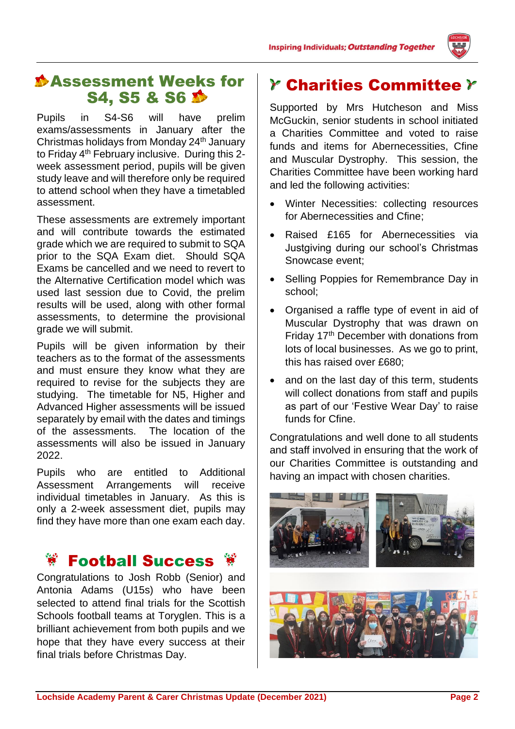## Assessment Weeks for S4, S5 & S6

Pupils in S4-S6 will have prelim exams/assessments in January after the Christmas holidays from Monday 24th January to Friday 4th February inclusive. During this 2-week assessment period, pupils will be given study leave and will therefore only be required to attend school when they have a timetabled assessment.

These assessments are extremely important and will contribute towards the estimated grade which we are required to submit to SQA prior to the SQA Exam diet. Should SQA Exams be cancelled and we need to revert to the Alternative Certification model which was used last session due to Covid, the prelim results will be used, along with other formal assessments, to determine the provisional grade we will submit.

Pupils will be given information by their teachers as to the format of the assessments and must ensure they know what they are required to revise for the subjects they are studying. The timetable for N5, Higher and Advanced Higher assessments will be issued separately by email with the dates and timings of the assessments. The location of the assessments will also be issued in January 2022.

Pupils who are entitled to Additional Assessment Arrangements will receive individual timetables in January. As this is only a 2-week assessment diet, pupils may find they have more than one exam each day.

## Football Success

Congratulations to Josh Robb (Senior) and Antonia Adams (U15s) who have been selected to attend final trials for the Scottish Schools football teams at Toryglen. This is a brilliant achievement from both pupils and we hope that they have every success at their final trials before Christmas Day.

## Charities Committee

Supported by Mrs Hutcheson and Miss McGuckin, senior students in school initiated a Charities Committee and voted to raise funds and items for Abernecessities, Cfine and Muscular Dystrophy. This session, the Charities Committee have been working hard and led the following activities:

- Winter Necessities: collecting resources for Abernecessities and Cfine;
- Raised £165 for Abernecessities via Justgiving during our school's Christmas Snowcase event;
- Selling Poppies for Remembrance Day in school;
- Organised a raffle type of event in aid of Muscular Dystrophy that was drawn on Friday 17th December with donations from lots of local businesses. As we go to print, this has raised over £680;
- and on the last day of this term, students will collect donations from staff and pupils as part of our 'Festive Wear Day' to raise funds for Cfine.

Congratulations and well done to all students and staff involved in ensuring that the work of our Charities Committee is outstanding and having an impact with chosen charities.